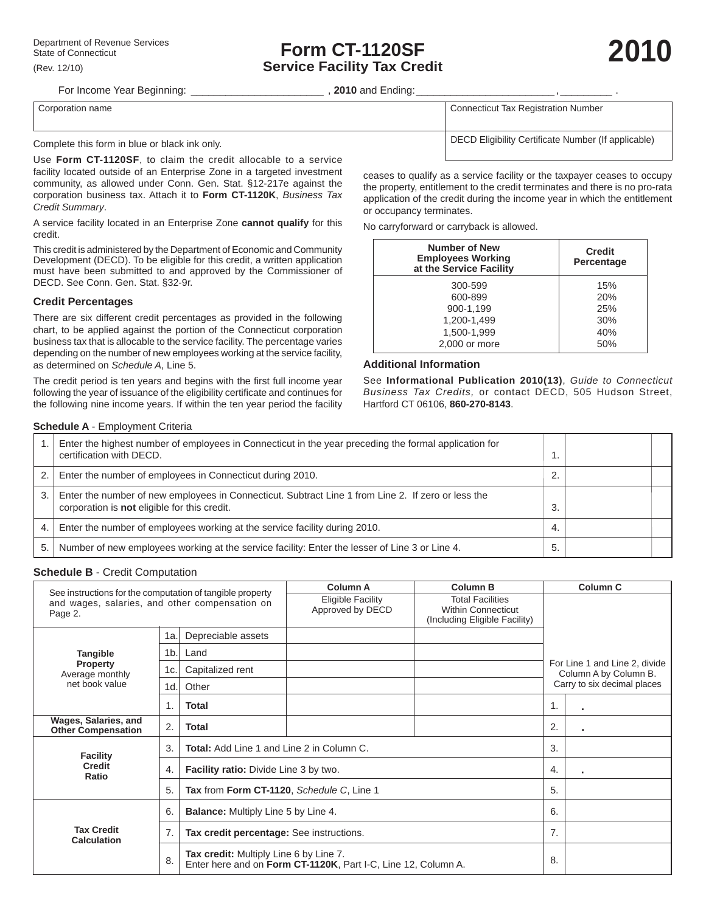Department of Revenue Services
State of Connecticut
(Rev. 12/10)

# Form CT-1120SF
## Service Facility Tax Credit

**2010**

For Income Year Beginning: _______________________ , **2010** and Ending:________________________ ,_________ .

| Corporation name | Connecticut Tax Registration Number |
|---|---|
| | DECD Eligibility Certificate Number (If applicable) |

Complete this form in blue or black ink only.

Use **Form CT-1120SF**, to claim the credit allocable to a service facility located outside of an Enterprise Zone in a targeted investment community, as allowed under Conn. Gen. Stat. §12-217e against the corporation business tax. Attach it to **Form CT-1120K**, *Business Tax Credit Summary*.

A service facility located in an Enterprise Zone **cannot qualify** for this credit.

This credit is administered by the Department of Economic and Community Development (DECD). To be eligible for this credit, a written application must have been submitted to and approved by the Commissioner of DECD. See Conn. Gen. Stat. §32-9r.

### Credit Percentages

There are six different credit percentages as provided in the following chart, to be applied against the portion of the Connecticut corporation business tax that is allocable to the service facility. The percentage varies depending on the number of new employees working at the service facility, as determined on *Schedule A*, Line 5.

The credit period is ten years and begins with the first full income year following the year of issuance of the eligibility certificate and continues for the following nine income years. If within the ten year period the facility ceases to qualify as a service facility or the taxpayer ceases to occupy the property, entitlement to the credit terminates and there is no pro-rata application of the credit during the income year in which the entitlement or occupancy terminates.

No carryforward or carryback is allowed.

| Number of New Employees Working at the Service Facility | Credit Percentage |
|---|---|
| 300-599 | 15% |
| 600-899 | 20% |
| 900-1,199 | 25% |
| 1,200-1,499 | 30% |
| 1,500-1,999 | 40% |
| 2,000 or more | 50% |

### Additional Information

See **Informational Publication 2010(13)**, *Guide to Connecticut Business Tax Credits,* or contact DECD, 505 Hudson Street, Hartford CT 06106, **860-270-8143**.

**Schedule A** - Employment Criteria

| | | | |
|---|---|---|---|
| 1. | Enter the highest number of employees in Connecticut in the year preceding the formal application for certification with DECD. | 1. | |
| 2. | Enter the number of employees in Connecticut during 2010. | 2. | |
| 3. | Enter the number of new employees in Connecticut. Subtract Line 1 from Line 2. If zero or less the corporation is **not** eligible for this credit. | 3. | |
| 4. | Enter the number of employees working at the service facility during 2010. | 4. | |
| 5. | Number of new employees working at the service facility: Enter the lesser of Line 3 or Line 4. | 5. | |

**Schedule B** - Credit Computation

| See instructions for the computation of tangible property and wages, salaries, and other compensation on Page 2. | | | Column A<br>Eligible Facility Approved by DECD | Column B<br>Total Facilities Within Connecticut (Including Eligible Facility) | Column C<br>For Line 1 and Line 2, divide Column A by Column B. Carry to six decimal places | |
|---|---|---|---|---|---|---|
| **Tangible Property** Average monthly net book value | 1a. | Depreciable assets | | | | |
| | 1b. | Land | | | | |
| | 1c. | Capitalized rent | | | | |
| | 1d. | Other | | | | |
| | 1. | **Total** | | | 1. | . |
| **Wages, Salaries, and Other Compensation** | 2. | **Total** | | | 2. | . |
| **Facility Credit Ratio** | 3. | **Total:** Add Line 1 and Line 2 in Column C. | | | 3. | |
| | 4. | **Facility ratio:** Divide Line 3 by two. | | | 4. | . |
| | 5. | **Tax** from **Form CT-1120**, *Schedule C*, Line 1 | | | 5. | |
| **Tax Credit Calculation** | 6. | **Balance:** Multiply Line 5 by Line 4. | | | 6. | |
| | 7. | **Tax credit percentage:** See instructions. | | | 7. | |
| | 8. | **Tax credit:** Multiply Line 6 by Line 7. Enter here and on **Form CT-1120K**, Part I-C, Line 12, Column A. | | | 8. | |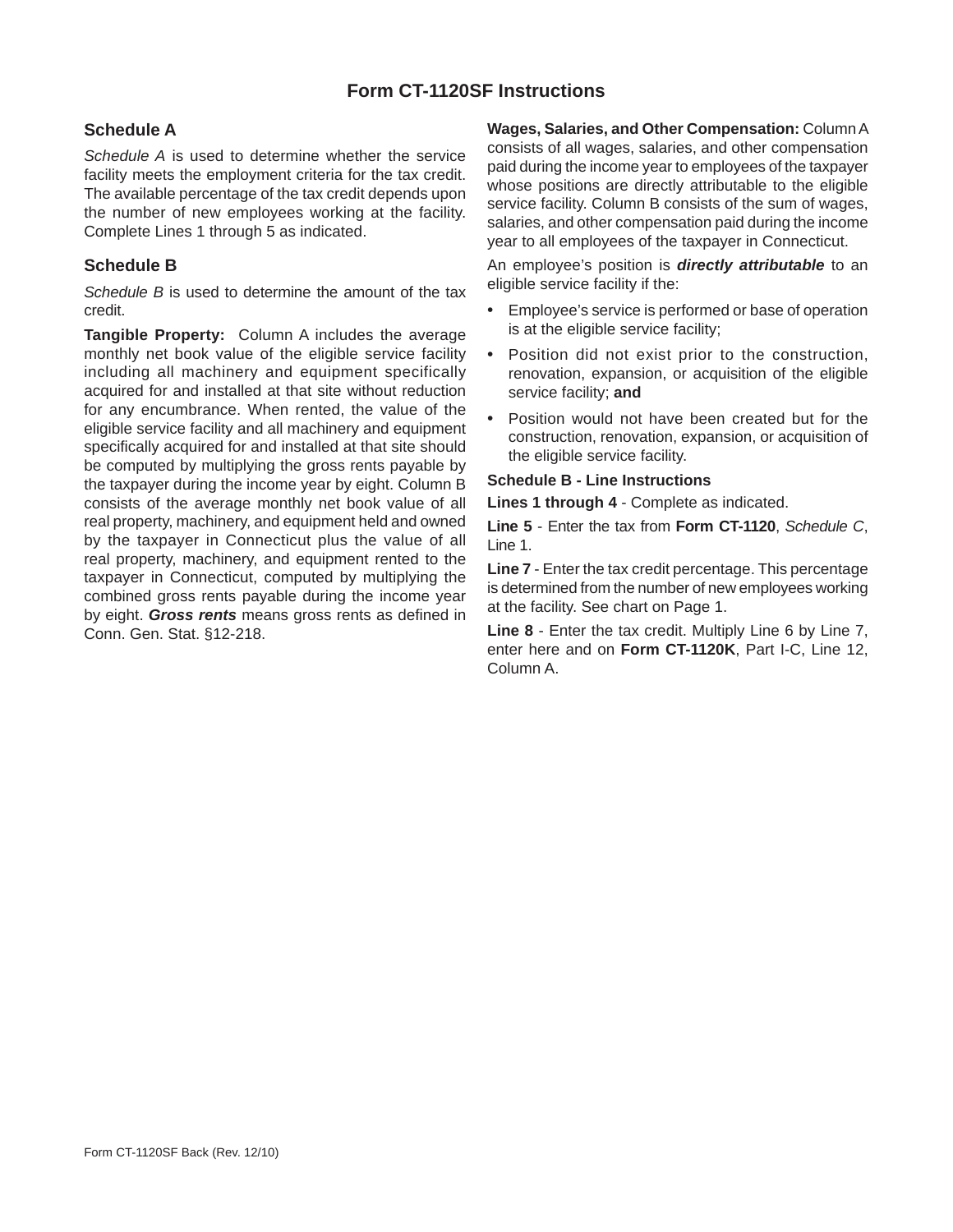# Form CT-1120SF Instructions

## Schedule A

*Schedule A* is used to determine whether the service facility meets the employment criteria for the tax credit. The available percentage of the tax credit depends upon the number of new employees working at the facility. Complete Lines 1 through 5 as indicated.

## Schedule B

*Schedule B* is used to determine the amount of the tax credit.

**Tangible Property:** Column A includes the average monthly net book value of the eligible service facility including all machinery and equipment specifically acquired for and installed at that site without reduction for any encumbrance. When rented, the value of the eligible service facility and all machinery and equipment specifically acquired for and installed at that site should be computed by multiplying the gross rents payable by the taxpayer during the income year by eight. Column B consists of the average monthly net book value of all real property, machinery, and equipment held and owned by the taxpayer in Connecticut plus the value of all real property, machinery, and equipment rented to the taxpayer in Connecticut, computed by multiplying the combined gross rents payable during the income year by eight. ***Gross rents*** means gross rents as defined in Conn. Gen. Stat. §12-218.

**Wages, Salaries, and Other Compensation:** Column A consists of all wages, salaries, and other compensation paid during the income year to employees of the taxpayer whose positions are directly attributable to the eligible service facility. Column B consists of the sum of wages, salaries, and other compensation paid during the income year to all employees of the taxpayer in Connecticut.

An employee's position is ***directly attributable*** to an eligible service facility if the:

- Employee's service is performed or base of operation is at the eligible service facility;
- Position did not exist prior to the construction, renovation, expansion, or acquisition of the eligible service facility; **and**
- Position would not have been created but for the construction, renovation, expansion, or acquisition of the eligible service facility.

**Schedule B - Line Instructions**

**Lines 1 through 4** - Complete as indicated.

**Line 5** - Enter the tax from **Form CT-1120**, *Schedule C*, Line 1.

**Line 7** - Enter the tax credit percentage. This percentage is determined from the number of new employees working at the facility. See chart on Page 1.

**Line 8** - Enter the tax credit. Multiply Line 6 by Line 7, enter here and on **Form CT-1120K**, Part I-C, Line 12, Column A.